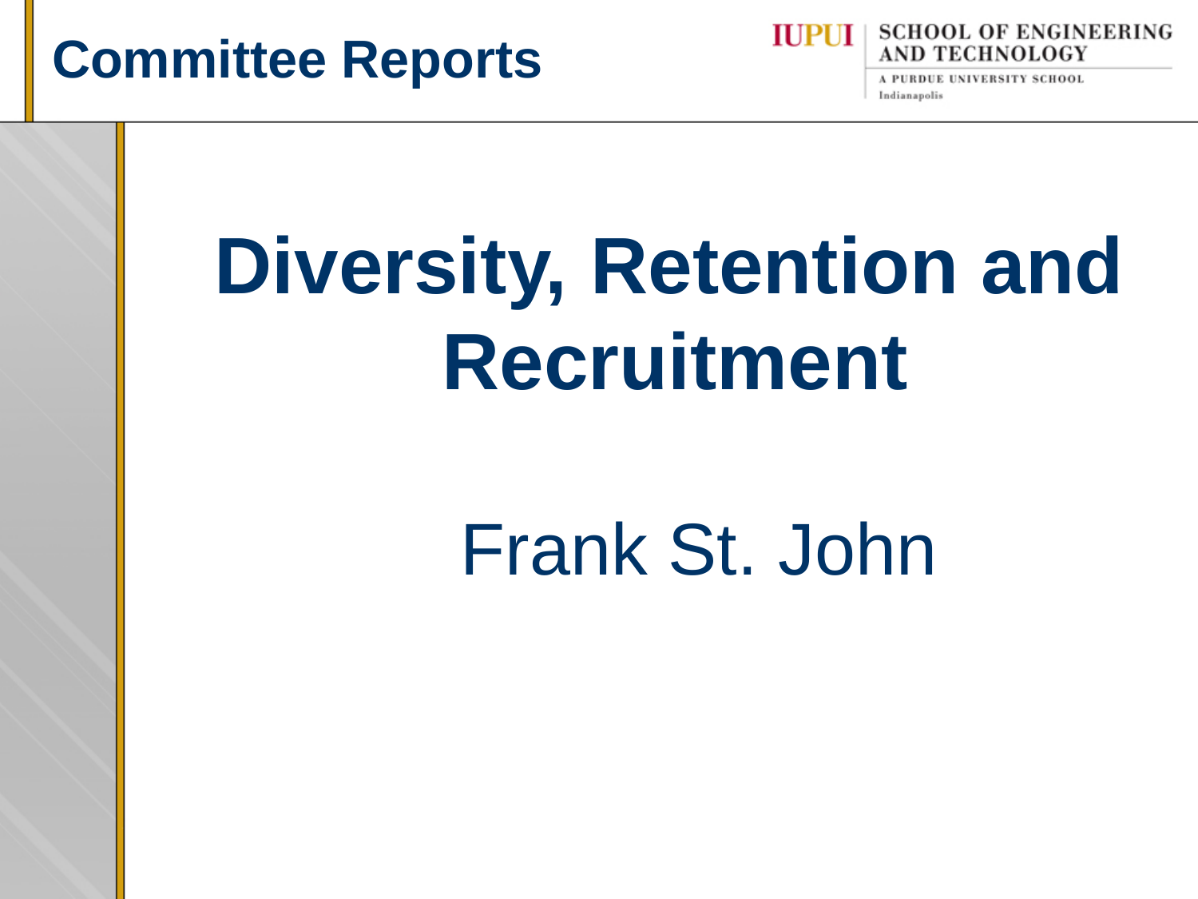# Committee Reports

IUPUI | SCHOOL OF ENGINEERING AND TECHNOLOGY
A PURDUE UNIVERSITY SCHOOL
Indianapolis

## Diversity, Retention and Recruitment

Frank St. John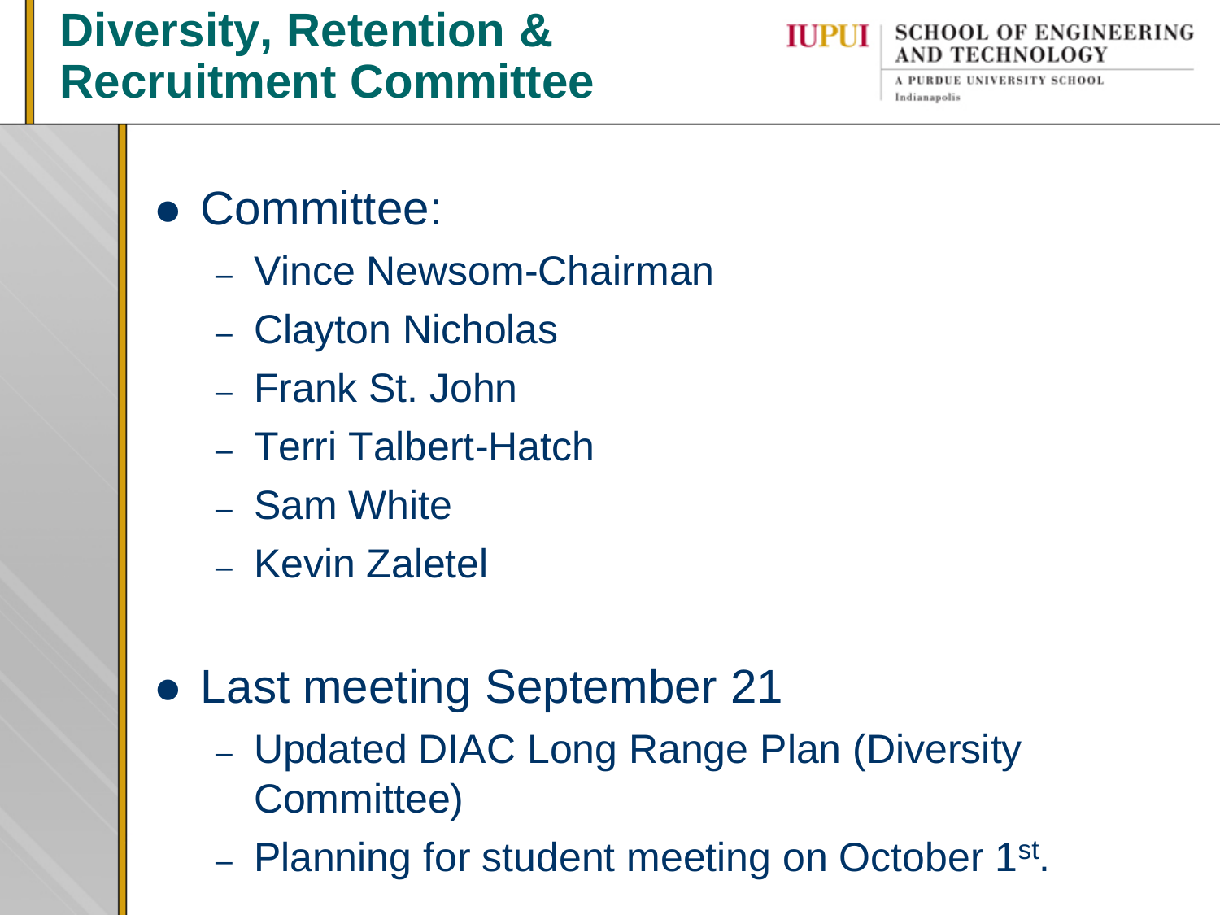# Diversity, Retention & Recruitment Committee

- Committee:
  - Vince Newsom-Chairman
  - Clayton Nicholas
  - Frank St. John
  - Terri Talbert-Hatch
  - Sam White
  - Kevin Zaletel

- Last meeting September 21
  - Updated DIAC Long Range Plan (Diversity Committee)
  - Planning for student meeting on October 1st.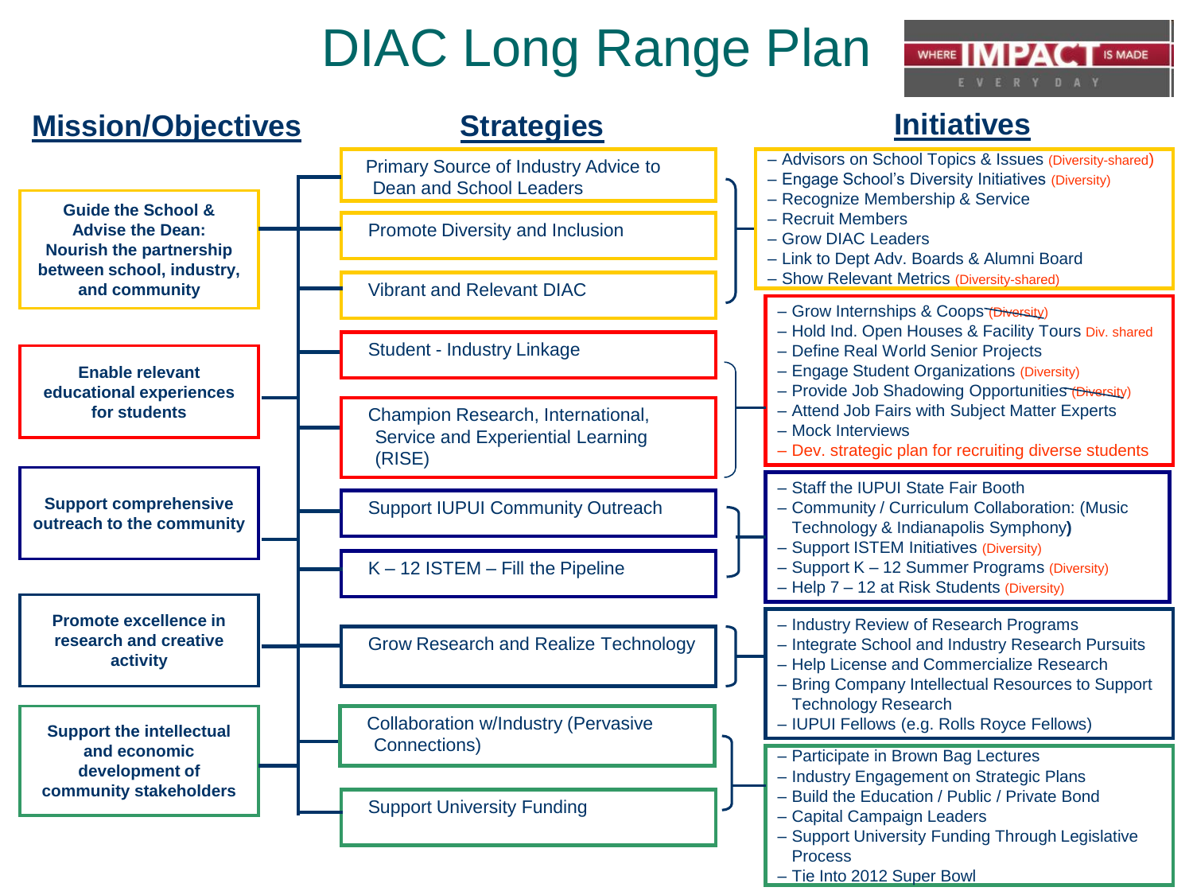# DIAC Long Range Plan

WHERE IMPACT IS MADE EVERY DAY

## Mission/Objectives

**Guide the School & Advise the Dean: Nourish the partnership between school, industry, and community**

**Enable relevant educational experiences for students**

**Support comprehensive outreach to the community**

**Promote excellence in research and creative activity**

**Support the intellectual and economic development of community stakeholders**

## Strategies

- Primary Source of Industry Advice to Dean and School Leaders
- Promote Diversity and Inclusion
- Vibrant and Relevant DIAC
- Student - Industry Linkage
- Champion Research, International, Service and Experiential Learning (RISE)
- Support IUPUI Community Outreach
- K – 12 ISTEM – Fill the Pipeline
- Grow Research and Realize Technology
- Collaboration w/Industry (Pervasive Connections)
- Support University Funding

## Initiatives

- Advisors on School Topics & Issues (Diversity-shared)
- Engage School's Diversity Initiatives (Diversity)
- Recognize Membership & Service
- Recruit Members
- Grow DIAC Leaders
- Link to Dept Adv. Boards & Alumni Board
- Show Relevant Metrics (Diversity-shared)

- Grow Internships & Coops ~~(Diversity)~~
- Hold Ind. Open Houses & Facility Tours Div. shared
- Define Real World Senior Projects
- Engage Student Organizations (Diversity)
- Provide Job Shadowing Opportunities ~~(Diversity)~~
- Attend Job Fairs with Subject Matter Experts
- Mock Interviews
- Dev. strategic plan for recruiting diverse students

- Staff the IUPUI State Fair Booth
- Community / Curriculum Collaboration: (Music Technology & Indianapolis Symphony)
- Support ISTEM Initiatives (Diversity)
- Support K – 12 Summer Programs (Diversity)
- Help 7 – 12 at Risk Students (Diversity)

- Industry Review of Research Programs
- Integrate School and Industry Research Pursuits
- Help License and Commercialize Research
- Bring Company Intellectual Resources to Support Technology Research
- IUPUI Fellows (e.g. Rolls Royce Fellows)

- Participate in Brown Bag Lectures
- Industry Engagement on Strategic Plans
- Build the Education / Public / Private Bond
- Capital Campaign Leaders
- Support University Funding Through Legislative Process
- Tie Into 2012 Super Bowl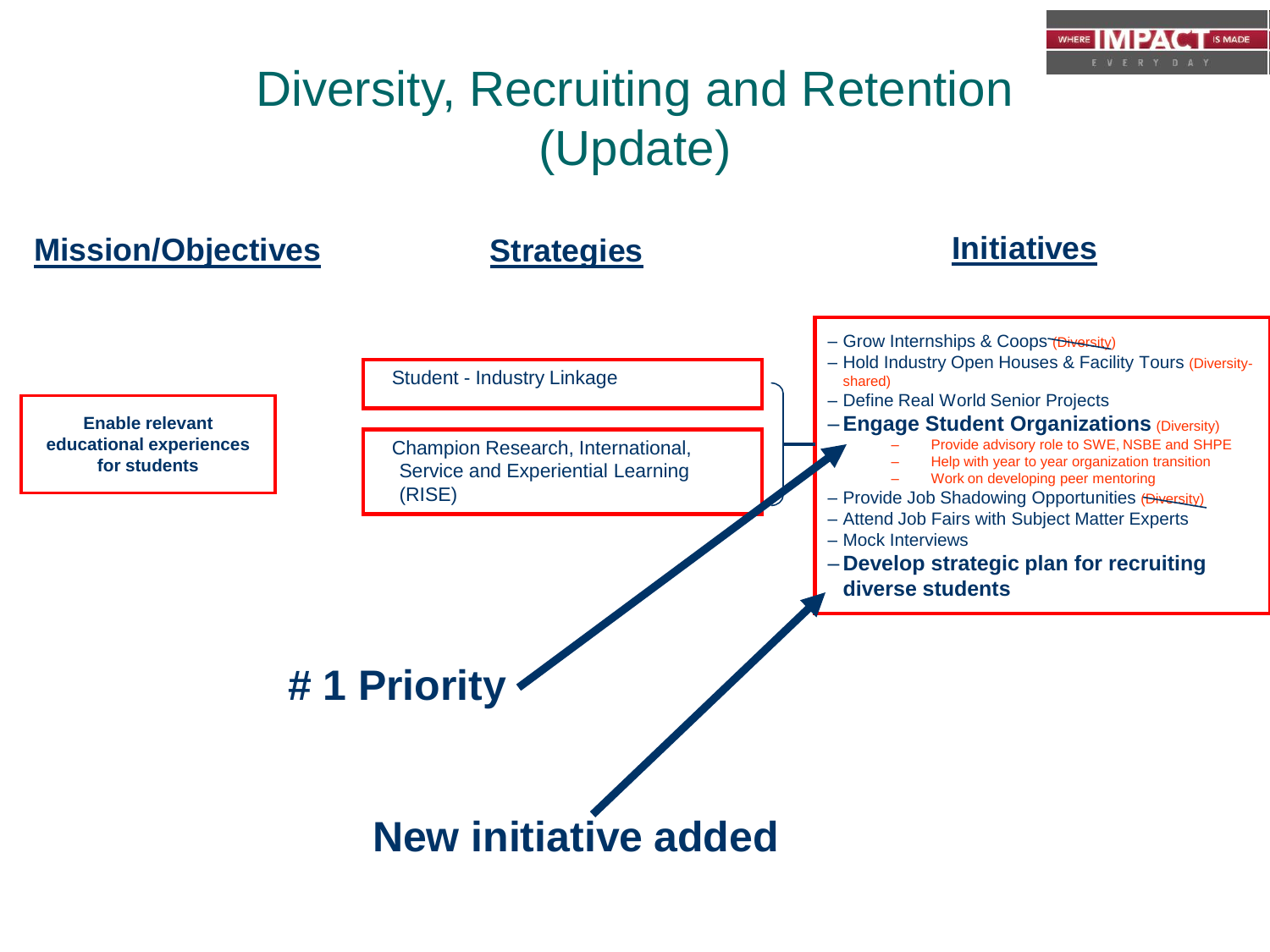# Diversity, Recruiting and Retention (Update)

## Mission/Objectives

**Enable relevant educational experiences for students**

## Strategies

- Student - Industry Linkage
- Champion Research, International, Service and Experiential Learning (RISE)

## Initiatives

- Grow Internships & Coops ~~(Diversity)~~
- Hold Industry Open Houses & Facility Tours (Diversity-shared)
- Define Real World Senior Projects
- **Engage Student Organizations** (Diversity)
  - Provide advisory role to SWE, NSBE and SHPE
  - Help with year to year organization transition
  - Work on developing peer mentoring
- Provide Job Shadowing Opportunities ~~(Diversity)~~
- Attend Job Fairs with Subject Matter Experts
- Mock Interviews
- **Develop strategic plan for recruiting diverse students**

**# 1 Priority**

**New initiative added**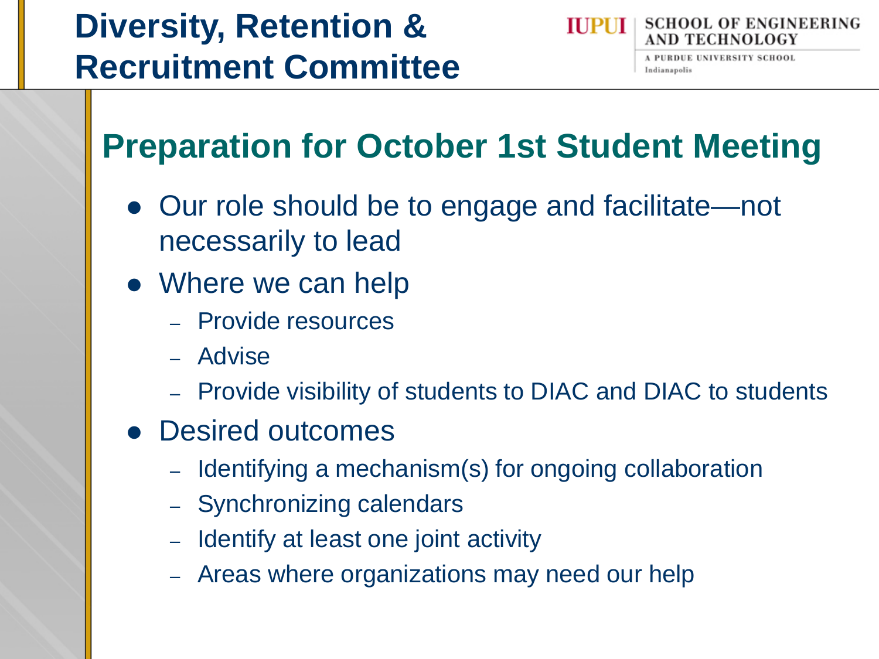# Diversity, Retention & Recruitment Committee

IUPUI | SCHOOL OF ENGINEERING AND TECHNOLOGY
A PURDUE UNIVERSITY SCHOOL
Indianapolis

## Preparation for October 1st Student Meeting

- Our role should be to engage and facilitate—not necessarily to lead
- Where we can help
  - Provide resources
  - Advise
  - Provide visibility of students to DIAC and DIAC to students
- Desired outcomes
  - Identifying a mechanism(s) for ongoing collaboration
  - Synchronizing calendars
  - Identify at least one joint activity
  - Areas where organizations may need our help